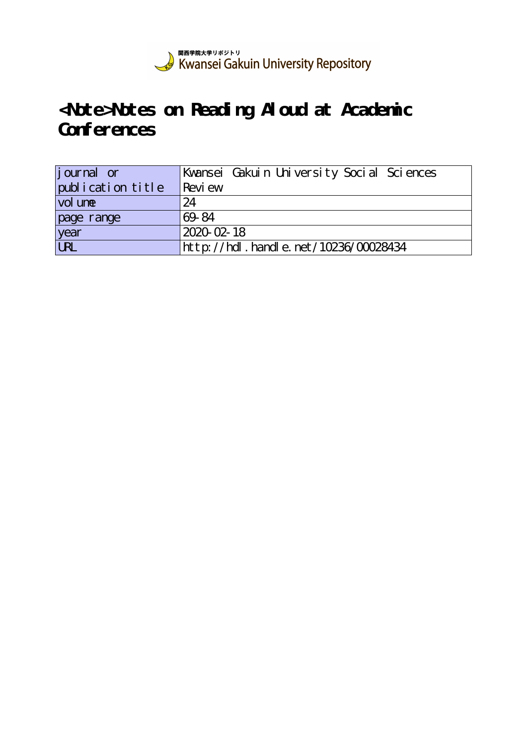関西学院大学リポジトリ
Kwansei Gakuin University Repository

# <Note>Notes on Reading Aloud at Academic Conferences

| journal or publication title | Kwansei Gakuin University Social Sciences Review |
| --- | --- |
| volume | 24 |
| page range | 69-84 |
| year | 2020-02-18 |
| URL | http://hdl.handle.net/10236/00028434 |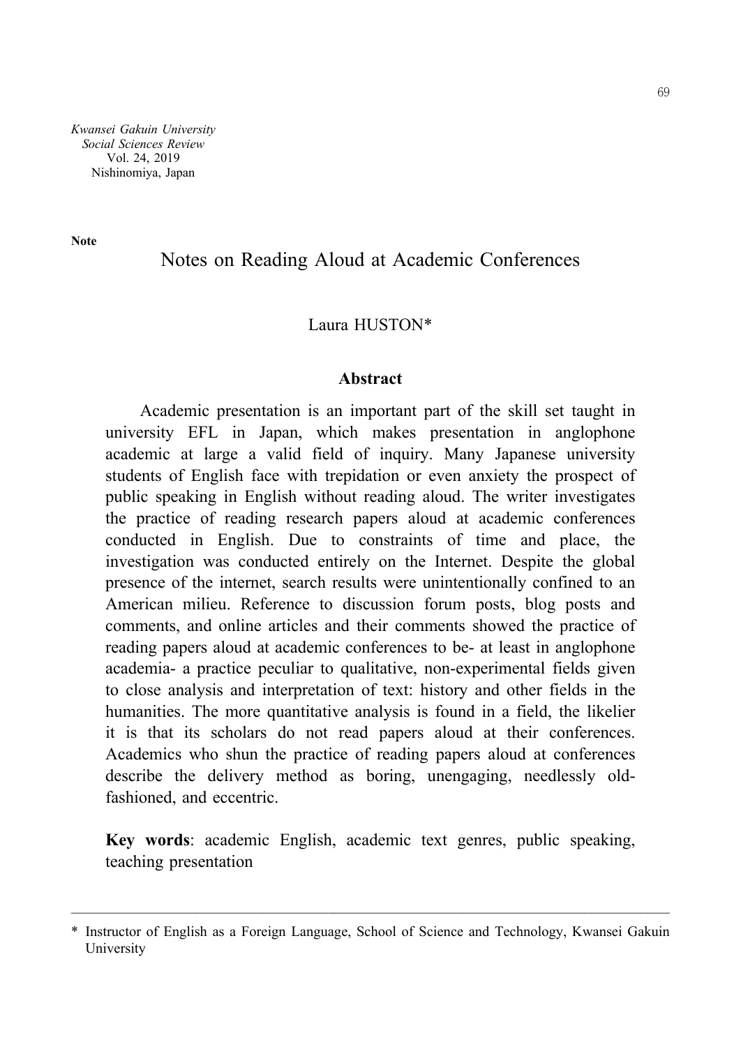**Note**

# Notes on Reading Aloud at Academic Conferences

Laura HUSTON*

## Abstract

Academic presentation is an important part of the skill set taught in university EFL in Japan, which makes presentation in anglophone academic at large a valid field of inquiry. Many Japanese university students of English face with trepidation or even anxiety the prospect of public speaking in English without reading aloud. The writer investigates the practice of reading research papers aloud at academic conferences conducted in English. Due to constraints of time and place, the investigation was conducted entirely on the Internet. Despite the global presence of the internet, search results were unintentionally confined to an American milieu. Reference to discussion forum posts, blog posts and comments, and online articles and their comments showed the practice of reading papers aloud at academic conferences to be- at least in anglophone academia- a practice peculiar to qualitative, non-experimental fields given to close analysis and interpretation of text: history and other fields in the humanities. The more quantitative analysis is found in a field, the likelier it is that its scholars do not read papers aloud at their conferences. Academics who shun the practice of reading papers aloud at conferences describe the delivery method as boring, unengaging, needlessly old-fashioned, and eccentric.

**Key words**: academic English, academic text genres, public speaking, teaching presentation

---

\* Instructor of English as a Foreign Language, School of Science and Technology, Kwansei Gakuin University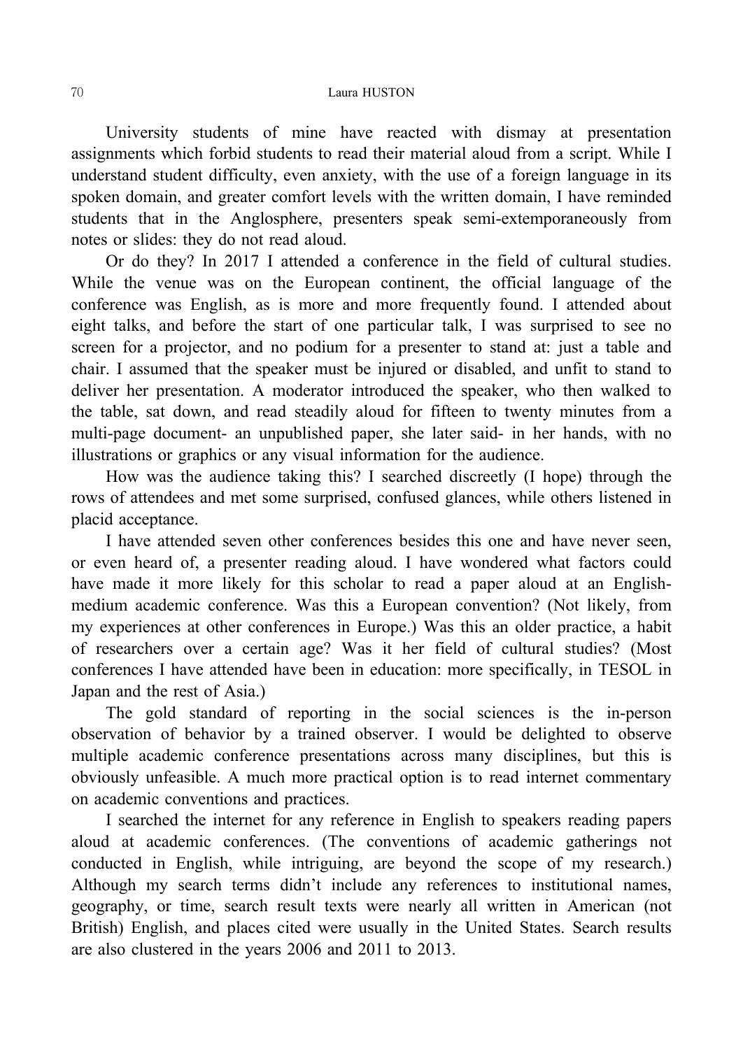University students of mine have reacted with dismay at presentation assignments which forbid students to read their material aloud from a script. While I understand student difficulty, even anxiety, with the use of a foreign language in its spoken domain, and greater comfort levels with the written domain, I have reminded students that in the Anglosphere, presenters speak semi-extemporaneously from notes or slides: they do not read aloud.

Or do they? In 2017 I attended a conference in the field of cultural studies. While the venue was on the European continent, the official language of the conference was English, as is more and more frequently found. I attended about eight talks, and before the start of one particular talk, I was surprised to see no screen for a projector, and no podium for a presenter to stand at: just a table and chair. I assumed that the speaker must be injured or disabled, and unfit to stand to deliver her presentation. A moderator introduced the speaker, who then walked to the table, sat down, and read steadily aloud for fifteen to twenty minutes from a multi-page document- an unpublished paper, she later said- in her hands, with no illustrations or graphics or any visual information for the audience.

How was the audience taking this? I searched discreetly (I hope) through the rows of attendees and met some surprised, confused glances, while others listened in placid acceptance.

I have attended seven other conferences besides this one and have never seen, or even heard of, a presenter reading aloud. I have wondered what factors could have made it more likely for this scholar to read a paper aloud at an English-medium academic conference. Was this a European convention? (Not likely, from my experiences at other conferences in Europe.) Was this an older practice, a habit of researchers over a certain age? Was it her field of cultural studies? (Most conferences I have attended have been in education: more specifically, in TESOL in Japan and the rest of Asia.)

The gold standard of reporting in the social sciences is the in-person observation of behavior by a trained observer. I would be delighted to observe multiple academic conference presentations across many disciplines, but this is obviously unfeasible. A much more practical option is to read internet commentary on academic conventions and practices.

I searched the internet for any reference in English to speakers reading papers aloud at academic conferences. (The conventions of academic gatherings not conducted in English, while intriguing, are beyond the scope of my research.) Although my search terms didn't include any references to institutional names, geography, or time, search result texts were nearly all written in American (not British) English, and places cited were usually in the United States. Search results are also clustered in the years 2006 and 2011 to 2013.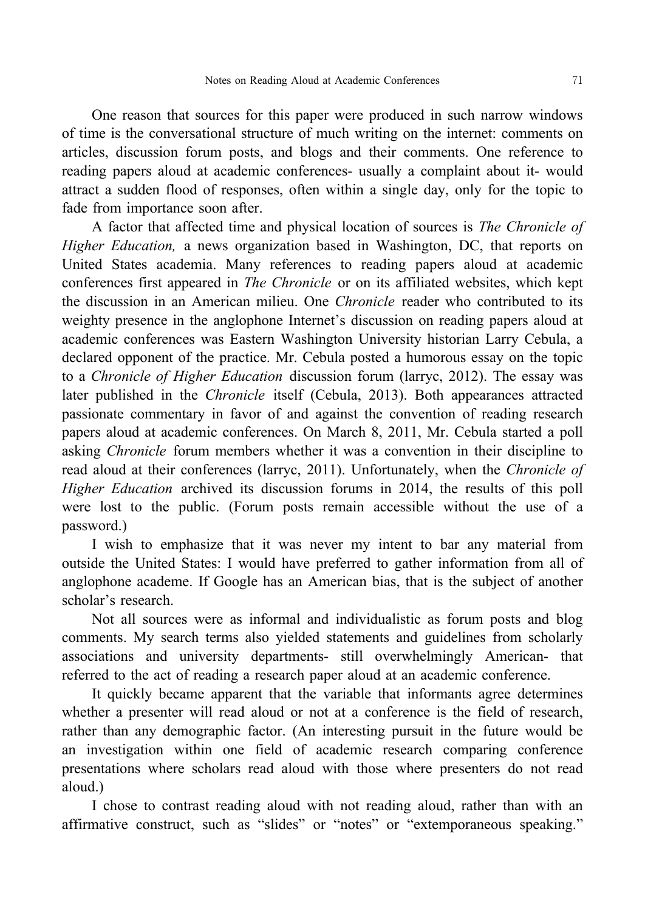One reason that sources for this paper were produced in such narrow windows of time is the conversational structure of much writing on the internet: comments on articles, discussion forum posts, and blogs and their comments. One reference to reading papers aloud at academic conferences- usually a complaint about it- would attract a sudden flood of responses, often within a single day, only for the topic to fade from importance soon after.

A factor that affected time and physical location of sources is *The Chronicle of Higher Education,* a news organization based in Washington, DC, that reports on United States academia. Many references to reading papers aloud at academic conferences first appeared in *The Chronicle* or on its affiliated websites, which kept the discussion in an American milieu. One *Chronicle* reader who contributed to its weighty presence in the anglophone Internet's discussion on reading papers aloud at academic conferences was Eastern Washington University historian Larry Cebula, a declared opponent of the practice. Mr. Cebula posted a humorous essay on the topic to a *Chronicle of Higher Education* discussion forum (larryc, 2012). The essay was later published in the *Chronicle* itself (Cebula, 2013). Both appearances attracted passionate commentary in favor of and against the convention of reading research papers aloud at academic conferences. On March 8, 2011, Mr. Cebula started a poll asking *Chronicle* forum members whether it was a convention in their discipline to read aloud at their conferences (larryc, 2011). Unfortunately, when the *Chronicle of Higher Education* archived its discussion forums in 2014, the results of this poll were lost to the public. (Forum posts remain accessible without the use of a password.)

I wish to emphasize that it was never my intent to bar any material from outside the United States: I would have preferred to gather information from all of anglophone academe. If Google has an American bias, that is the subject of another scholar's research.

Not all sources were as informal and individualistic as forum posts and blog comments. My search terms also yielded statements and guidelines from scholarly associations and university departments- still overwhelmingly American- that referred to the act of reading a research paper aloud at an academic conference.

It quickly became apparent that the variable that informants agree determines whether a presenter will read aloud or not at a conference is the field of research, rather than any demographic factor. (An interesting pursuit in the future would be an investigation within one field of academic research comparing conference presentations where scholars read aloud with those where presenters do not read aloud.)

I chose to contrast reading aloud with not reading aloud, rather than with an affirmative construct, such as "slides" or "notes" or "extemporaneous speaking."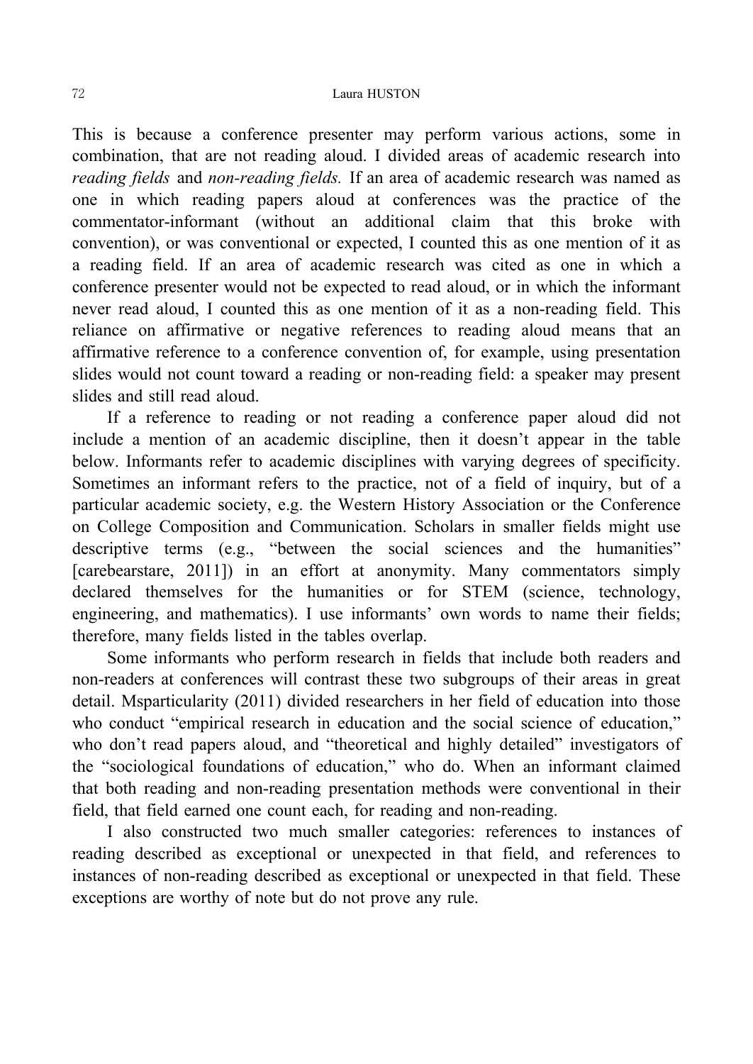This is because a conference presenter may perform various actions, some in combination, that are not reading aloud. I divided areas of academic research into *reading fields* and *non-reading fields.* If an area of academic research was named as one in which reading papers aloud at conferences was the practice of the commentator-informant (without an additional claim that this broke with convention), or was conventional or expected, I counted this as one mention of it as a reading field. If an area of academic research was cited as one in which a conference presenter would not be expected to read aloud, or in which the informant never read aloud, I counted this as one mention of it as a non-reading field. This reliance on affirmative or negative references to reading aloud means that an affirmative reference to a conference convention of, for example, using presentation slides would not count toward a reading or non-reading field: a speaker may present slides and still read aloud.

If a reference to reading or not reading a conference paper aloud did not include a mention of an academic discipline, then it doesn't appear in the table below. Informants refer to academic disciplines with varying degrees of specificity. Sometimes an informant refers to the practice, not of a field of inquiry, but of a particular academic society, e.g. the Western History Association or the Conference on College Composition and Communication. Scholars in smaller fields might use descriptive terms (e.g., "between the social sciences and the humanities" [carebearstare, 2011]) in an effort at anonymity. Many commentators simply declared themselves for the humanities or for STEM (science, technology, engineering, and mathematics). I use informants' own words to name their fields; therefore, many fields listed in the tables overlap.

Some informants who perform research in fields that include both readers and non-readers at conferences will contrast these two subgroups of their areas in great detail. Msparticularity (2011) divided researchers in her field of education into those who conduct "empirical research in education and the social science of education," who don't read papers aloud, and "theoretical and highly detailed" investigators of the "sociological foundations of education," who do. When an informant claimed that both reading and non-reading presentation methods were conventional in their field, that field earned one count each, for reading and non-reading.

I also constructed two much smaller categories: references to instances of reading described as exceptional or unexpected in that field, and references to instances of non-reading described as exceptional or unexpected in that field. These exceptions are worthy of note but do not prove any rule.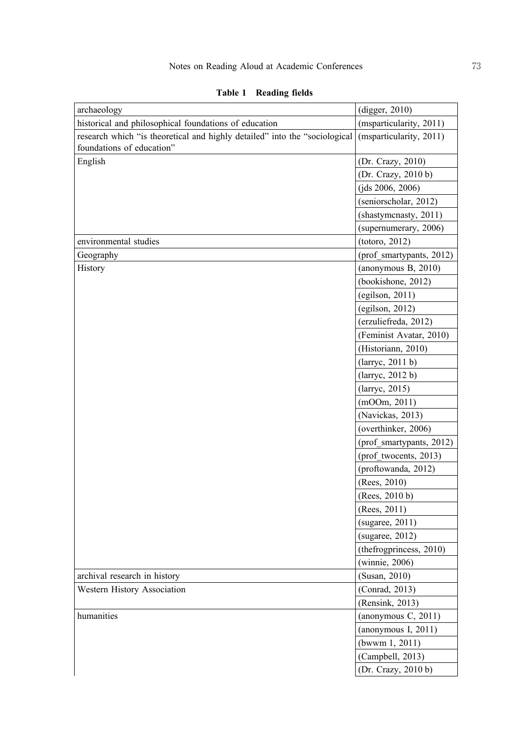**Table 1 Reading fields**

| | |
|---|---|
| archaeology | (digger, 2010) |
| historical and philosophical foundations of education | (msparticularity, 2011) |
| research which "is theoretical and highly detailed" into the "sociological foundations of education" | (msparticularity, 2011) |
| English | (Dr. Crazy, 2010) |
| | (Dr. Crazy, 2010 b) |
| | (jds 2006, 2006) |
| | (seniorscholar, 2012) |
| | (shastymcnasty, 2011) |
| | (supernumerary, 2006) |
| environmental studies | (totoro, 2012) |
| Geography | (prof_smartypants, 2012) |
| History | (anonymous B, 2010) |
| | (bookishone, 2012) |
| | (egilson, 2011) |
| | (egilson, 2012) |
| | (erzuliefreda, 2012) |
| | (Feminist Avatar, 2010) |
| | (Historiann, 2010) |
| | (larryc, 2011 b) |
| | (larryc, 2012 b) |
| | (larryc, 2015) |
| | (mOOm, 2011) |
| | (Navickas, 2013) |
| | (overthinker, 2006) |
| | (prof_smartypants, 2012) |
| | (prof_twocents, 2013) |
| | (proftowanda, 2012) |
| | (Rees, 2010) |
| | (Rees, 2010 b) |
| | (Rees, 2011) |
| | (sugaree, 2011) |
| | (sugaree, 2012) |
| | (thefrogprincess, 2010) |
| | (winnie, 2006) |
| archival research in history | (Susan, 2010) |
| Western History Association | (Conrad, 2013) |
| | (Rensink, 2013) |
| humanities | (anonymous C, 2011) |
| | (anonymous I, 2011) |
| | (bwwm 1, 2011) |
| | (Campbell, 2013) |
| | (Dr. Crazy, 2010 b) |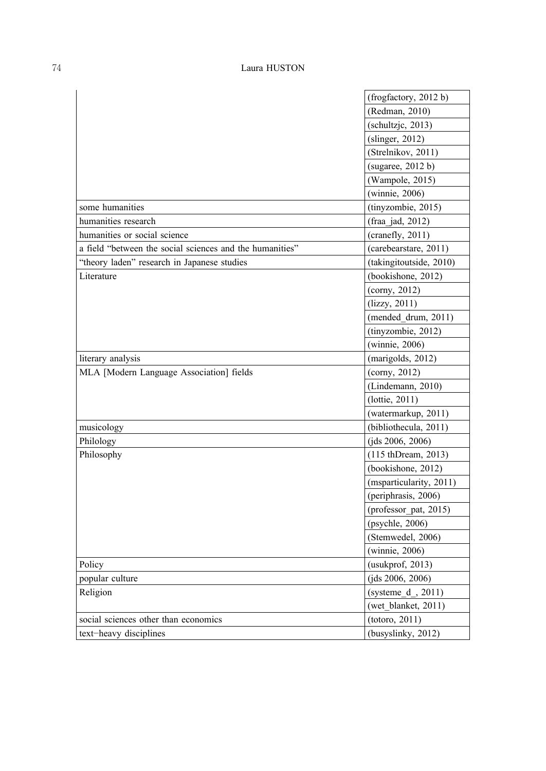| | |
|---|---|
| | (frogfactory, 2012 b) |
| | (Redman, 2010) |
| | (schultzjc, 2013) |
| | (slinger, 2012) |
| | (Strelnikov, 2011) |
| | (sugaree, 2012 b) |
| | (Wampole, 2015) |
| | (winnie, 2006) |
| some humanities | (tinyzombie, 2015) |
| humanities research | (fraa_jad, 2012) |
| humanities or social science | (cranefly, 2011) |
| a field "between the social sciences and the humanities" | (carebearstare, 2011) |
| "theory laden" research in Japanese studies | (takingitoutside, 2010) |
| Literature | (bookishone, 2012) |
| | (corny, 2012) |
| | (lizzy, 2011) |
| | (mended_drum, 2011) |
| | (tinyzombie, 2012) |
| | (winnie, 2006) |
| literary analysis | (marigolds, 2012) |
| MLA [Modern Language Association] fields | (corny, 2012) |
| | (Lindemann, 2010) |
| | (lottie, 2011) |
| | (watermarkup, 2011) |
| musicology | (bibliothecula, 2011) |
| Philology | (jds 2006, 2006) |
| Philosophy | (115 thDream, 2013) |
| | (bookishone, 2012) |
| | (msparticularity, 2011) |
| | (periphrasis, 2006) |
| | (professor_pat, 2015) |
| | (psychle, 2006) |
| | (Stemwedel, 2006) |
| | (winnie, 2006) |
| Policy | (usukprof, 2013) |
| popular culture | (jds 2006, 2006) |
| Religion | (systeme_d_, 2011) |
| | (wet_blanket, 2011) |
| social sciences other than economics | (totoro, 2011) |
| text-heavy disciplines | (busyslinky, 2012) |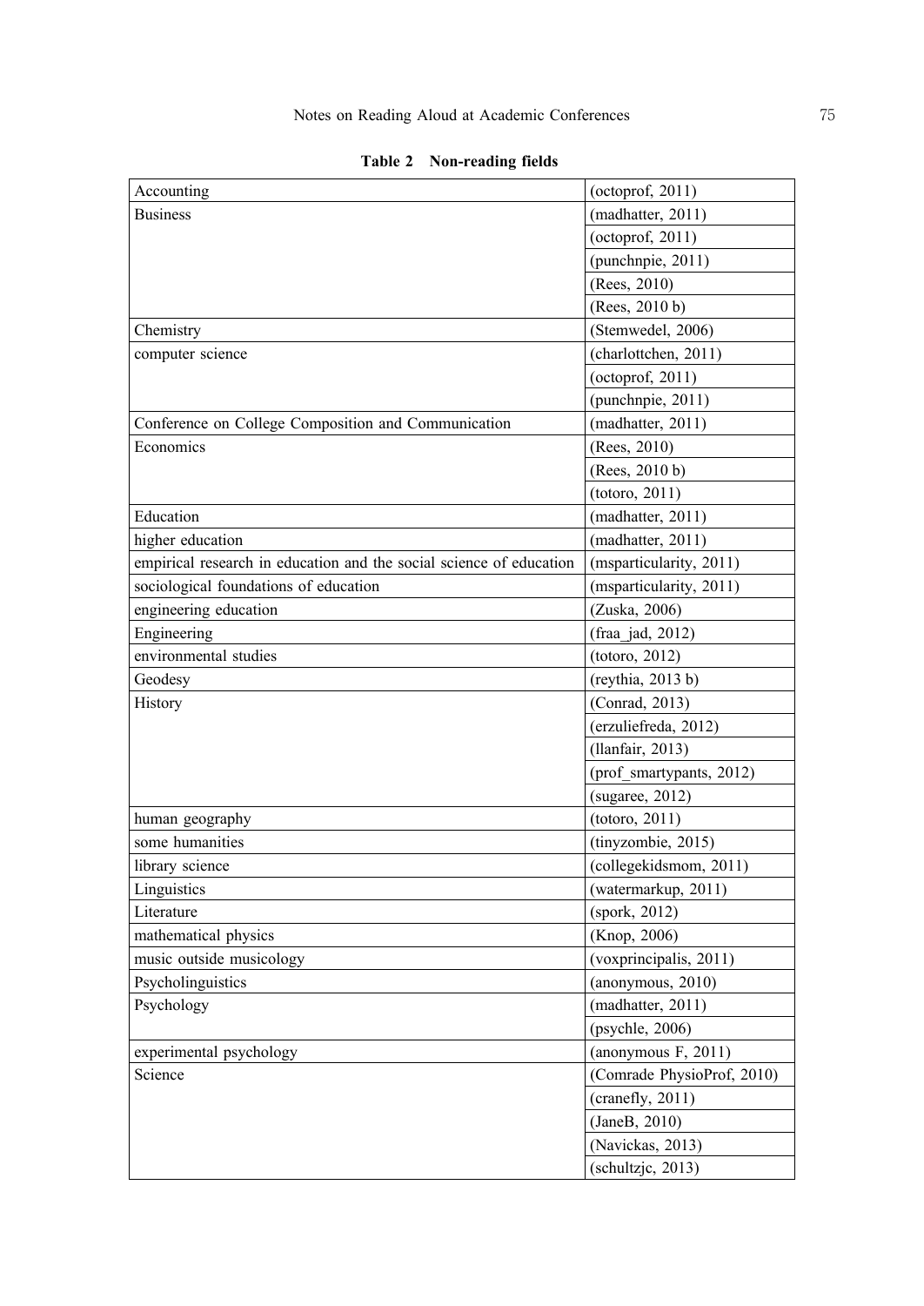**Table 2 Non-reading fields**

| | |
|---|---|
| Accounting | (octoprof, 2011) |
| Business | (madhatter, 2011) |
| | (octoprof, 2011) |
| | (punchnpie, 2011) |
| | (Rees, 2010) |
| | (Rees, 2010 b) |
| Chemistry | (Stemwedel, 2006) |
| computer science | (charlottchen, 2011) |
| | (octoprof, 2011) |
| | (punchnpie, 2011) |
| Conference on College Composition and Communication | (madhatter, 2011) |
| Economics | (Rees, 2010) |
| | (Rees, 2010 b) |
| | (totoro, 2011) |
| Education | (madhatter, 2011) |
| higher education | (madhatter, 2011) |
| empirical research in education and the social science of education | (msparticularity, 2011) |
| sociological foundations of education | (msparticularity, 2011) |
| engineering education | (Zuska, 2006) |
| Engineering | (fraa_jad, 2012) |
| environmental studies | (totoro, 2012) |
| Geodesy | (reythia, 2013 b) |
| History | (Conrad, 2013) |
| | (erzuliefreda, 2012) |
| | (llanfair, 2013) |
| | (prof_smartypants, 2012) |
| | (sugaree, 2012) |
| human geography | (totoro, 2011) |
| some humanities | (tinyzombie, 2015) |
| library science | (collegekidsmom, 2011) |
| Linguistics | (watermarkup, 2011) |
| Literature | (spork, 2012) |
| mathematical physics | (Knop, 2006) |
| music outside musicology | (voxprincipalis, 2011) |
| Psycholinguistics | (anonymous, 2010) |
| Psychology | (madhatter, 2011) |
| | (psychle, 2006) |
| experimental psychology | (anonymous F, 2011) |
| Science | (Comrade PhysioProf, 2010) |
| | (cranefly, 2011) |
| | (JaneB, 2010) |
| | (Navickas, 2013) |
| | (schultzjc, 2013) |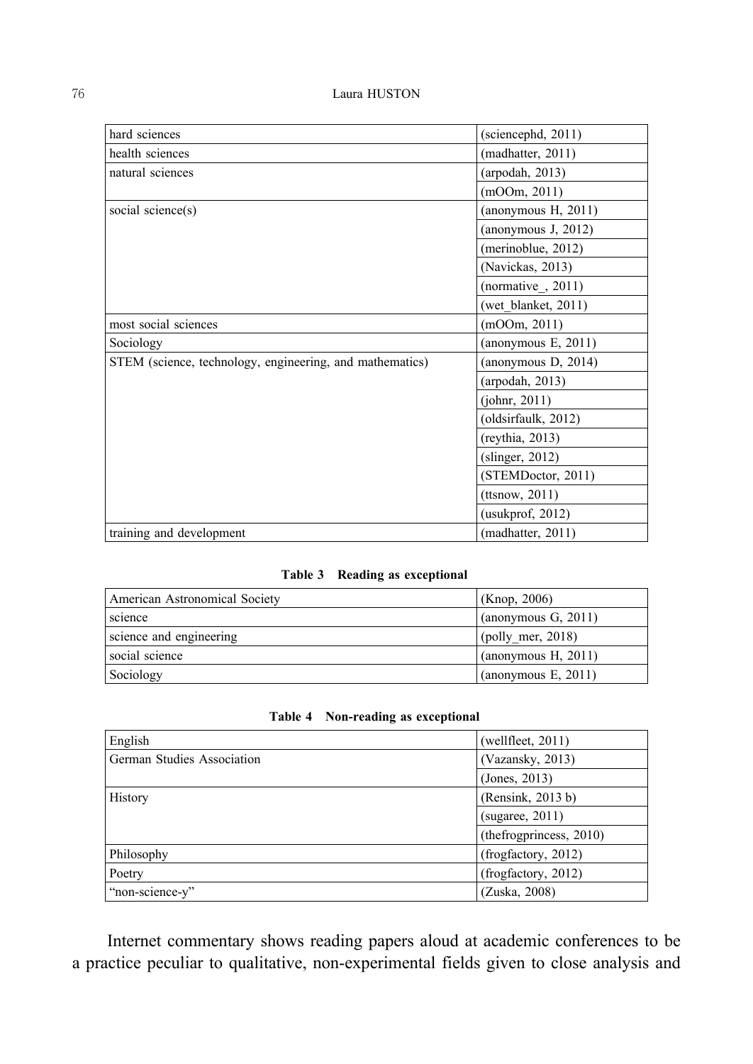| | |
|---|---|
| hard sciences | (sciencephd, 2011) |
| health sciences | (madhatter, 2011) |
| natural sciences | (arpodah, 2013) |
| | (mOOm, 2011) |
| social science(s) | (anonymous H, 2011) |
| | (anonymous J, 2012) |
| | (merinoblue, 2012) |
| | (Navickas, 2013) |
| | (normative_, 2011) |
| | (wet_blanket, 2011) |
| most social sciences | (mOOm, 2011) |
| Sociology | (anonymous E, 2011) |
| STEM (science, technology, engineering, and mathematics) | (anonymous D, 2014) |
| | (arpodah, 2013) |
| | (johnr, 2011) |
| | (oldsirfaulk, 2012) |
| | (reythia, 2013) |
| | (slinger, 2012) |
| | (STEMDoctor, 2011) |
| | (ttsnow, 2011) |
| | (usukprof, 2012) |
| training and development | (madhatter, 2011) |

**Table 3 Reading as exceptional**

| | |
|---|---|
| American Astronomical Society | (Knop, 2006) |
| science | (anonymous G, 2011) |
| science and engineering | (polly_mer, 2018) |
| social science | (anonymous H, 2011) |
| Sociology | (anonymous E, 2011) |

**Table 4 Non-reading as exceptional**

| | |
|---|---|
| English | (wellfleet, 2011) |
| German Studies Association | (Vazansky, 2013) |
| | (Jones, 2013) |
| History | (Rensink, 2013 b) |
| | (sugaree, 2011) |
| | (thefrogprincess, 2010) |
| Philosophy | (frogfactory, 2012) |
| Poetry | (frogfactory, 2012) |
| "non-science-y" | (Zuska, 2008) |

Internet commentary shows reading papers aloud at academic conferences to be a practice peculiar to qualitative, non-experimental fields given to close analysis and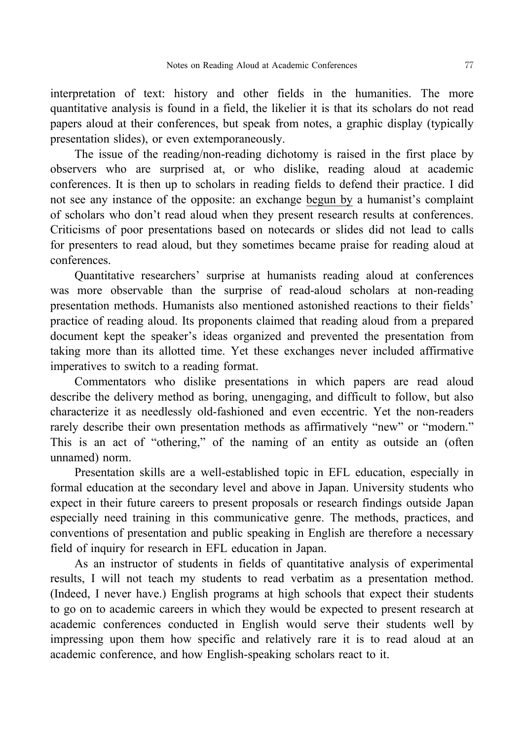interpretation of text: history and other fields in the humanities. The more quantitative analysis is found in a field, the likelier it is that its scholars do not read papers aloud at their conferences, but speak from notes, a graphic display (typically presentation slides), or even extemporaneously.

The issue of the reading/non-reading dichotomy is raised in the first place by observers who are surprised at, or who dislike, reading aloud at academic conferences. It is then up to scholars in reading fields to defend their practice. I did not see any instance of the opposite: an exchange begun by a humanist's complaint of scholars who don't read aloud when they present research results at conferences. Criticisms of poor presentations based on notecards or slides did not lead to calls for presenters to read aloud, but they sometimes became praise for reading aloud at conferences.

Quantitative researchers' surprise at humanists reading aloud at conferences was more observable than the surprise of read-aloud scholars at non-reading presentation methods. Humanists also mentioned astonished reactions to their fields' practice of reading aloud. Its proponents claimed that reading aloud from a prepared document kept the speaker's ideas organized and prevented the presentation from taking more than its allotted time. Yet these exchanges never included affirmative imperatives to switch to a reading format.

Commentators who dislike presentations in which papers are read aloud describe the delivery method as boring, unengaging, and difficult to follow, but also characterize it as needlessly old-fashioned and even eccentric. Yet the non-readers rarely describe their own presentation methods as affirmatively "new" or "modern." This is an act of "othering," of the naming of an entity as outside an (often unnamed) norm.

Presentation skills are a well-established topic in EFL education, especially in formal education at the secondary level and above in Japan. University students who expect in their future careers to present proposals or research findings outside Japan especially need training in this communicative genre. The methods, practices, and conventions of presentation and public speaking in English are therefore a necessary field of inquiry for research in EFL education in Japan.

As an instructor of students in fields of quantitative analysis of experimental results, I will not teach my students to read verbatim as a presentation method. (Indeed, I never have.) English programs at high schools that expect their students to go on to academic careers in which they would be expected to present research at academic conferences conducted in English would serve their students well by impressing upon them how specific and relatively rare it is to read aloud at an academic conference, and how English-speaking scholars react to it.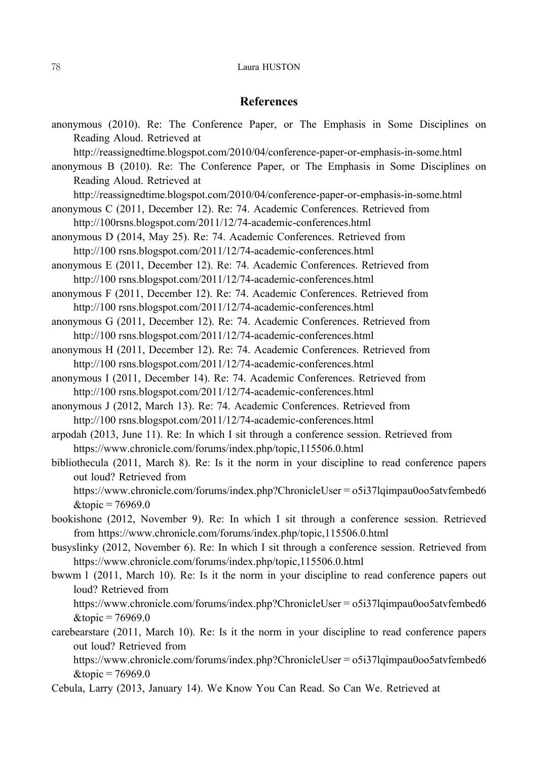## References

anonymous (2010). Re: The Conference Paper, or The Emphasis in Some Disciplines on Reading Aloud. Retrieved at http://reassignedtime.blogspot.com/2010/04/conference-paper-or-emphasis-in-some.html

anonymous B (2010). Re: The Conference Paper, or The Emphasis in Some Disciplines on Reading Aloud. Retrieved at http://reassignedtime.blogspot.com/2010/04/conference-paper-or-emphasis-in-some.html

anonymous C (2011, December 12). Re: 74. Academic Conferences. Retrieved from http://100rsns.blogspot.com/2011/12/74-academic-conferences.html

anonymous D (2014, May 25). Re: 74. Academic Conferences. Retrieved from http://100 rsns.blogspot.com/2011/12/74-academic-conferences.html

anonymous E (2011, December 12). Re: 74. Academic Conferences. Retrieved from http://100 rsns.blogspot.com/2011/12/74-academic-conferences.html

anonymous F (2011, December 12). Re: 74. Academic Conferences. Retrieved from http://100 rsns.blogspot.com/2011/12/74-academic-conferences.html

anonymous G (2011, December 12). Re: 74. Academic Conferences. Retrieved from http://100 rsns.blogspot.com/2011/12/74-academic-conferences.html

anonymous H (2011, December 12). Re: 74. Academic Conferences. Retrieved from http://100 rsns.blogspot.com/2011/12/74-academic-conferences.html

anonymous I (2011, December 14). Re: 74. Academic Conferences. Retrieved from http://100 rsns.blogspot.com/2011/12/74-academic-conferences.html

anonymous J (2012, March 13). Re: 74. Academic Conferences. Retrieved from http://100 rsns.blogspot.com/2011/12/74-academic-conferences.html

arpodah (2013, June 11). Re: In which I sit through a conference session. Retrieved from https://www.chronicle.com/forums/index.php/topic,115506.0.html

bibliothecula (2011, March 8). Re: Is it the norm in your discipline to read conference papers out loud? Retrieved from https://www.chronicle.com/forums/index.php?ChronicleUser = o5i37lqimpau0oo5atvfembed6 &topic = 76969.0

bookishone (2012, November 9). Re: In which I sit through a conference session. Retrieved from https://www.chronicle.com/forums/index.php/topic,115506.0.html

busyslinky (2012, November 6). Re: In which I sit through a conference session. Retrieved from https://www.chronicle.com/forums/index.php/topic,115506.0.html

bwwm l (2011, March 10). Re: Is it the norm in your discipline to read conference papers out loud? Retrieved from https://www.chronicle.com/forums/index.php?ChronicleUser = o5i37lqimpau0oo5atvfembed6 &topic = 76969.0

carebearstare (2011, March 10). Re: Is it the norm in your discipline to read conference papers out loud? Retrieved from https://www.chronicle.com/forums/index.php?ChronicleUser = o5i37lqimpau0oo5atvfembed6 &topic = 76969.0

Cebula, Larry (2013, January 14). We Know You Can Read. So Can We. Retrieved at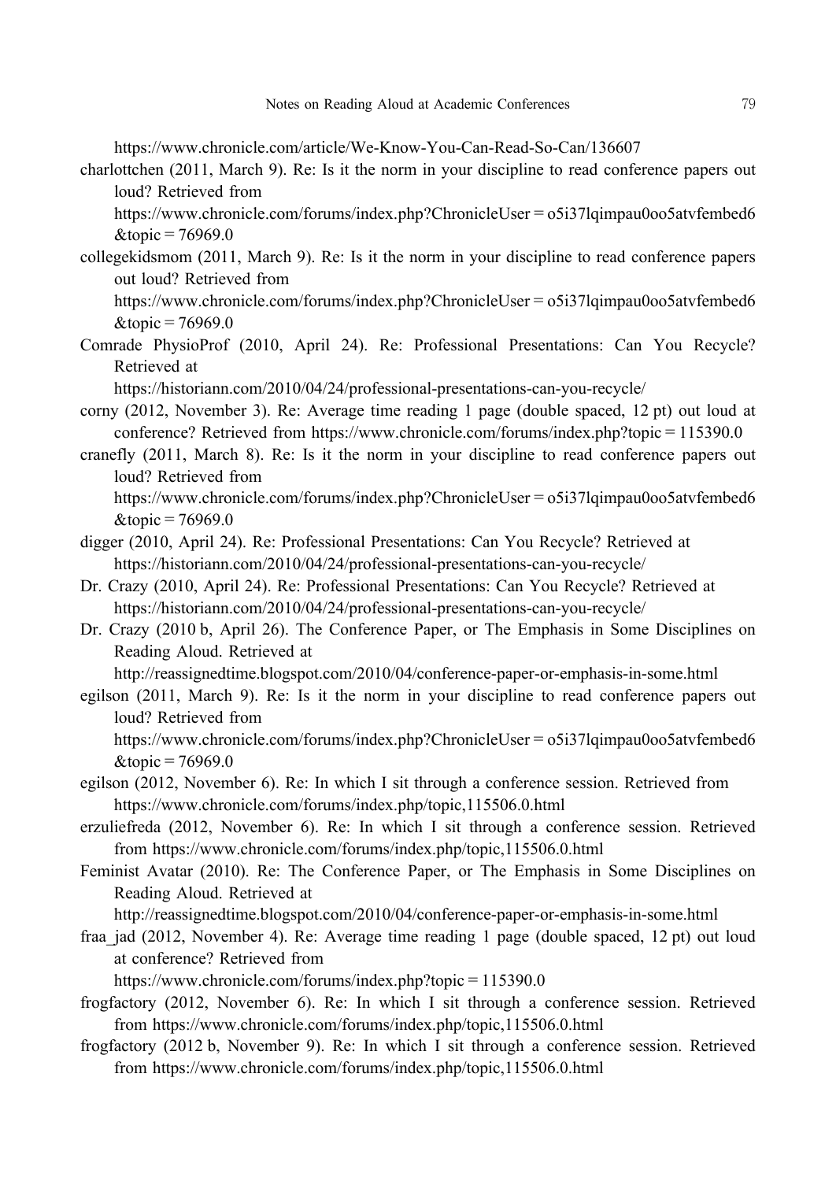https://www.chronicle.com/article/We-Know-You-Can-Read-So-Can/136607

charlottchen (2011, March 9). Re: Is it the norm in your discipline to read conference papers out loud? Retrieved from https://www.chronicle.com/forums/index.php?ChronicleUser = o5i37lqimpau0oo5atvfembed6 &topic = 76969.0

collegekidsmom (2011, March 9). Re: Is it the norm in your discipline to read conference papers out loud? Retrieved from https://www.chronicle.com/forums/index.php?ChronicleUser = o5i37lqimpau0oo5atvfembed6 &topic = 76969.0

Comrade PhysioProf (2010, April 24). Re: Professional Presentations: Can You Recycle? Retrieved at https://historiann.com/2010/04/24/professional-presentations-can-you-recycle/

corny (2012, November 3). Re: Average time reading 1 page (double spaced, 12 pt) out loud at conference? Retrieved from https://www.chronicle.com/forums/index.php?topic = 115390.0

cranefly (2011, March 8). Re: Is it the norm in your discipline to read conference papers out loud? Retrieved from https://www.chronicle.com/forums/index.php?ChronicleUser = o5i37lqimpau0oo5atvfembed6 &topic = 76969.0

digger (2010, April 24). Re: Professional Presentations: Can You Recycle? Retrieved at https://historiann.com/2010/04/24/professional-presentations-can-you-recycle/

Dr. Crazy (2010, April 24). Re: Professional Presentations: Can You Recycle? Retrieved at https://historiann.com/2010/04/24/professional-presentations-can-you-recycle/

Dr. Crazy (2010 b, April 26). The Conference Paper, or The Emphasis in Some Disciplines on Reading Aloud. Retrieved at http://reassignedtime.blogspot.com/2010/04/conference-paper-or-emphasis-in-some.html

egilson (2011, March 9). Re: Is it the norm in your discipline to read conference papers out loud? Retrieved from https://www.chronicle.com/forums/index.php?ChronicleUser = o5i37lqimpau0oo5atvfembed6 &topic = 76969.0

egilson (2012, November 6). Re: In which I sit through a conference session. Retrieved from https://www.chronicle.com/forums/index.php/topic,115506.0.html

erzuliefreda (2012, November 6). Re: In which I sit through a conference session. Retrieved from https://www.chronicle.com/forums/index.php/topic,115506.0.html

Feminist Avatar (2010). Re: The Conference Paper, or The Emphasis in Some Disciplines on Reading Aloud. Retrieved at http://reassignedtime.blogspot.com/2010/04/conference-paper-or-emphasis-in-some.html

fraa_jad (2012, November 4). Re: Average time reading 1 page (double spaced, 12 pt) out loud at conference? Retrieved from https://www.chronicle.com/forums/index.php?topic = 115390.0

frogfactory (2012, November 6). Re: In which I sit through a conference session. Retrieved from https://www.chronicle.com/forums/index.php/topic,115506.0.html

frogfactory (2012 b, November 9). Re: In which I sit through a conference session. Retrieved from https://www.chronicle.com/forums/index.php/topic,115506.0.html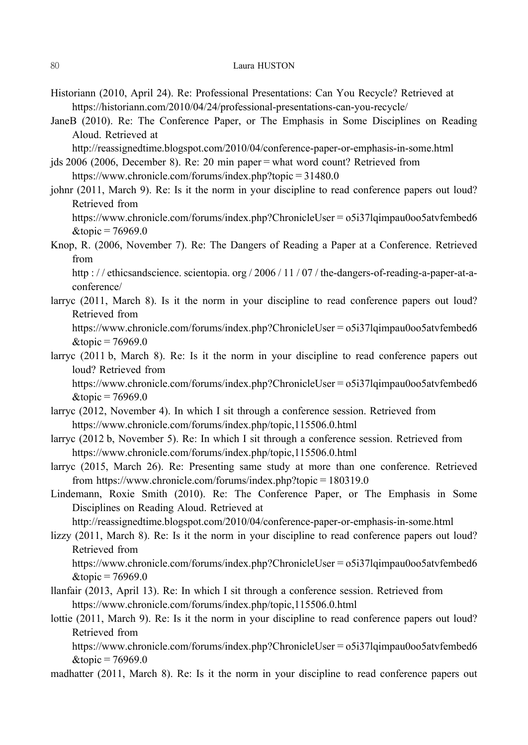Historiann (2010, April 24). Re: Professional Presentations: Can You Recycle? Retrieved at https://historiann.com/2010/04/24/professional-presentations-can-you-recycle/

JaneB (2010). Re: The Conference Paper, or The Emphasis in Some Disciplines on Reading Aloud. Retrieved at http://reassignedtime.blogspot.com/2010/04/conference-paper-or-emphasis-in-some.html

jds 2006 (2006, December 8). Re: 20 min paper = what word count? Retrieved from https://www.chronicle.com/forums/index.php?topic = 31480.0

johnr (2011, March 9). Re: Is it the norm in your discipline to read conference papers out loud? Retrieved from https://www.chronicle.com/forums/index.php?ChronicleUser = o5i37lqimpau0oo5atvfembed6 &topic = 76969.0

Knop, R. (2006, November 7). Re: The Dangers of Reading a Paper at a Conference. Retrieved from http : / / ethicsandscience. scientopia. org / 2006 / 11 / 07 / the-dangers-of-reading-a-paper-at-a-conference/

larryc (2011, March 8). Is it the norm in your discipline to read conference papers out loud? Retrieved from https://www.chronicle.com/forums/index.php?ChronicleUser = o5i37lqimpau0oo5atvfembed6 &topic = 76969.0

larryc (2011 b, March 8). Re: Is it the norm in your discipline to read conference papers out loud? Retrieved from https://www.chronicle.com/forums/index.php?ChronicleUser = o5i37lqimpau0oo5atvfembed6 &topic = 76969.0

larryc (2012, November 4). In which I sit through a conference session. Retrieved from https://www.chronicle.com/forums/index.php/topic,115506.0.html

larryc (2012 b, November 5). Re: In which I sit through a conference session. Retrieved from https://www.chronicle.com/forums/index.php/topic,115506.0.html

larryc (2015, March 26). Re: Presenting same study at more than one conference. Retrieved from https://www.chronicle.com/forums/index.php?topic = 180319.0

Lindemann, Roxie Smith (2010). Re: The Conference Paper, or The Emphasis in Some Disciplines on Reading Aloud. Retrieved at http://reassignedtime.blogspot.com/2010/04/conference-paper-or-emphasis-in-some.html

lizzy (2011, March 8). Re: Is it the norm in your discipline to read conference papers out loud? Retrieved from https://www.chronicle.com/forums/index.php?ChronicleUser = o5i37lqimpau0oo5atvfembed6 &topic = 76969.0

llanfair (2013, April 13). Re: In which I sit through a conference session. Retrieved from https://www.chronicle.com/forums/index.php/topic,115506.0.html

lottie (2011, March 9). Re: Is it the norm in your discipline to read conference papers out loud? Retrieved from https://www.chronicle.com/forums/index.php?ChronicleUser = o5i37lqimpau0oo5atvfembed6 &topic = 76969.0

madhatter (2011, March 8). Re: Is it the norm in your discipline to read conference papers out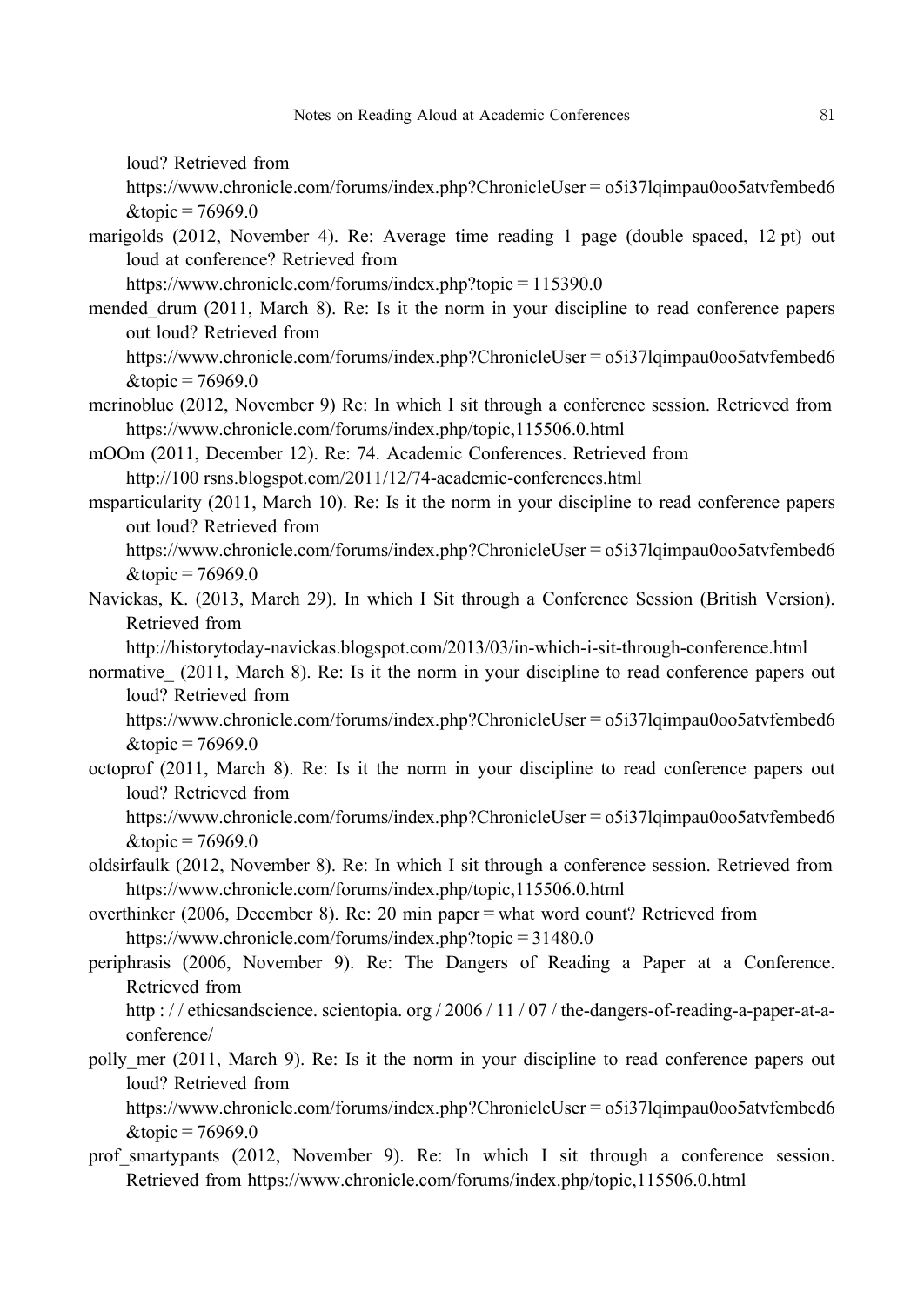loud? Retrieved from https://www.chronicle.com/forums/index.php?ChronicleUser = o5i37lqimpau0oo5atvfembed6 &topic = 76969.0

marigolds (2012, November 4). Re: Average time reading 1 page (double spaced, 12 pt) out loud at conference? Retrieved from https://www.chronicle.com/forums/index.php?topic = 115390.0

mended_drum (2011, March 8). Re: Is it the norm in your discipline to read conference papers out loud? Retrieved from https://www.chronicle.com/forums/index.php?ChronicleUser = o5i37lqimpau0oo5atvfembed6 &topic = 76969.0

merinoblue (2012, November 9) Re: In which I sit through a conference session. Retrieved from https://www.chronicle.com/forums/index.php/topic,115506.0.html

mOOm (2011, December 12). Re: 74. Academic Conferences. Retrieved from http://100 rsns.blogspot.com/2011/12/74-academic-conferences.html

msparticularity (2011, March 10). Re: Is it the norm in your discipline to read conference papers out loud? Retrieved from https://www.chronicle.com/forums/index.php?ChronicleUser = o5i37lqimpau0oo5atvfembed6 &topic = 76969.0

Navickas, K. (2013, March 29). In which I Sit through a Conference Session (British Version). Retrieved from http://historytoday-navickas.blogspot.com/2013/03/in-which-i-sit-through-conference.html

normative_ (2011, March 8). Re: Is it the norm in your discipline to read conference papers out loud? Retrieved from https://www.chronicle.com/forums/index.php?ChronicleUser = o5i37lqimpau0oo5atvfembed6 &topic = 76969.0

octoprof (2011, March 8). Re: Is it the norm in your discipline to read conference papers out loud? Retrieved from https://www.chronicle.com/forums/index.php?ChronicleUser = o5i37lqimpau0oo5atvfembed6 &topic = 76969.0

oldsirfaulk (2012, November 8). Re: In which I sit through a conference session. Retrieved from https://www.chronicle.com/forums/index.php/topic,115506.0.html

overthinker (2006, December 8). Re: 20 min paper = what word count? Retrieved from https://www.chronicle.com/forums/index.php?topic = 31480.0

periphrasis (2006, November 9). Re: The Dangers of Reading a Paper at a Conference. Retrieved from http : / / ethicsandscience. scientopia. org / 2006 / 11 / 07 / the-dangers-of-reading-a-paper-at-a-conference/

polly_mer (2011, March 9). Re: Is it the norm in your discipline to read conference papers out loud? Retrieved from https://www.chronicle.com/forums/index.php?ChronicleUser = o5i37lqimpau0oo5atvfembed6 &topic = 76969.0

prof_smartypants (2012, November 9). Re: In which I sit through a conference session. Retrieved from https://www.chronicle.com/forums/index.php/topic,115506.0.html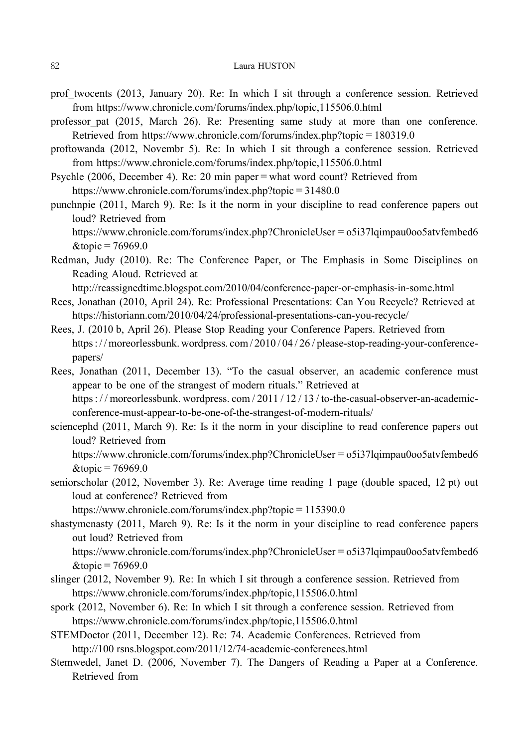prof_twocents (2013, January 20). Re: In which I sit through a conference session. Retrieved from https://www.chronicle.com/forums/index.php/topic,115506.0.html

professor_pat (2015, March 26). Re: Presenting same study at more than one conference. Retrieved from https://www.chronicle.com/forums/index.php?topic = 180319.0

proftowanda (2012, Novembr 5). Re: In which I sit through a conference session. Retrieved from https://www.chronicle.com/forums/index.php/topic,115506.0.html

Psychle (2006, December 4). Re: 20 min paper = what word count? Retrieved from https://www.chronicle.com/forums/index.php?topic = 31480.0

punchnpie (2011, March 9). Re: Is it the norm in your discipline to read conference papers out loud? Retrieved from https://www.chronicle.com/forums/index.php?ChronicleUser = o5i37lqimpau0oo5atvfembed6 &topic = 76969.0

Redman, Judy (2010). Re: The Conference Paper, or The Emphasis in Some Disciplines on Reading Aloud. Retrieved at http://reassignedtime.blogspot.com/2010/04/conference-paper-or-emphasis-in-some.html

Rees, Jonathan (2010, April 24). Re: Professional Presentations: Can You Recycle? Retrieved at https://historiann.com/2010/04/24/professional-presentations-can-you-recycle/

Rees, J. (2010 b, April 26). Please Stop Reading your Conference Papers. Retrieved from https://moreorlessbunk.wordpress.com/2010/04/26/please-stop-reading-your-conference-papers/

Rees, Jonathan (2011, December 13). "To the casual observer, an academic conference must appear to be one of the strangest of modern rituals." Retrieved at https://moreorlessbunk.wordpress.com/2011/12/13/to-the-casual-observer-an-academic-conference-must-appear-to-be-one-of-the-strangest-of-modern-rituals/

sciencephd (2011, March 9). Re: Is it the norm in your discipline to read conference papers out loud? Retrieved from https://www.chronicle.com/forums/index.php?ChronicleUser = o5i37lqimpau0oo5atvfembed6 &topic = 76969.0

seniorscholar (2012, November 3). Re: Average time reading 1 page (double spaced, 12 pt) out loud at conference? Retrieved from https://www.chronicle.com/forums/index.php?topic = 115390.0

shastymcnasty (2011, March 9). Re: Is it the norm in your discipline to read conference papers out loud? Retrieved from https://www.chronicle.com/forums/index.php?ChronicleUser = o5i37lqimpau0oo5atvfembed6 &topic = 76969.0

slinger (2012, November 9). Re: In which I sit through a conference session. Retrieved from https://www.chronicle.com/forums/index.php/topic,115506.0.html

spork (2012, November 6). Re: In which I sit through a conference session. Retrieved from https://www.chronicle.com/forums/index.php/topic,115506.0.html

STEMDoctor (2011, December 12). Re: 74. Academic Conferences. Retrieved from http://100 rsns.blogspot.com/2011/12/74-academic-conferences.html

Stemwedel, Janet D. (2006, November 7). The Dangers of Reading a Paper at a Conference. Retrieved from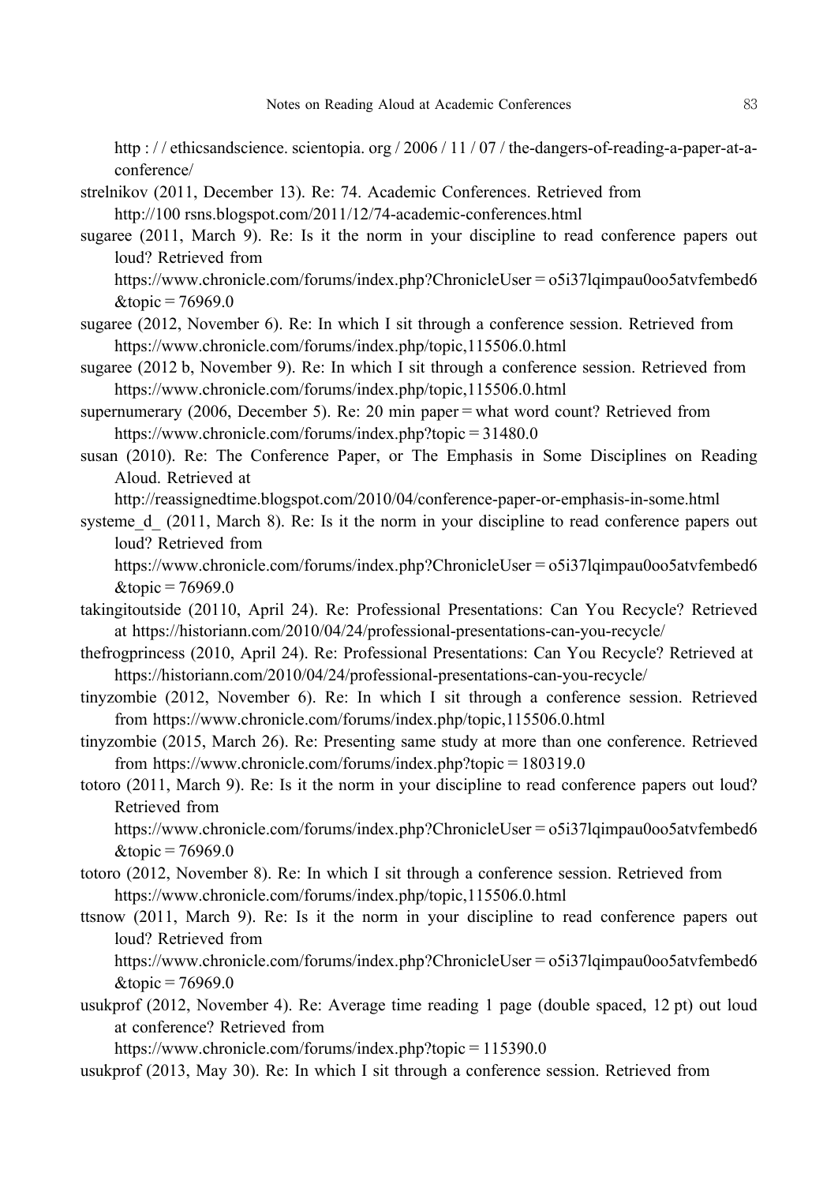http : / / ethicsandscience. scientopia. org / 2006 / 11 / 07 / the-dangers-of-reading-a-paper-at-a-conference/

strelnikov (2011, December 13). Re: 74. Academic Conferences. Retrieved from http://100 rsns.blogspot.com/2011/12/74-academic-conferences.html

sugaree (2011, March 9). Re: Is it the norm in your discipline to read conference papers out loud? Retrieved from https://www.chronicle.com/forums/index.php?ChronicleUser = o5i37lqimpau0oo5atvfembed6 &topic = 76969.0

sugaree (2012, November 6). Re: In which I sit through a conference session. Retrieved from https://www.chronicle.com/forums/index.php/topic,115506.0.html

sugaree (2012 b, November 9). Re: In which I sit through a conference session. Retrieved from https://www.chronicle.com/forums/index.php/topic,115506.0.html

supernumerary (2006, December 5). Re: 20 min paper = what word count? Retrieved from https://www.chronicle.com/forums/index.php?topic = 31480.0

susan (2010). Re: The Conference Paper, or The Emphasis in Some Disciplines on Reading Aloud. Retrieved at http://reassignedtime.blogspot.com/2010/04/conference-paper-or-emphasis-in-some.html

systeme_d_ (2011, March 8). Re: Is it the norm in your discipline to read conference papers out loud? Retrieved from https://www.chronicle.com/forums/index.php?ChronicleUser = o5i37lqimpau0oo5atvfembed6 &topic = 76969.0

takingitoutside (20110, April 24). Re: Professional Presentations: Can You Recycle? Retrieved at https://historiann.com/2010/04/24/professional-presentations-can-you-recycle/

thefrogprincess (2010, April 24). Re: Professional Presentations: Can You Recycle? Retrieved at https://historiann.com/2010/04/24/professional-presentations-can-you-recycle/

tinyzombie (2012, November 6). Re: In which I sit through a conference session. Retrieved from https://www.chronicle.com/forums/index.php/topic,115506.0.html

tinyzombie (2015, March 26). Re: Presenting same study at more than one conference. Retrieved from https://www.chronicle.com/forums/index.php?topic = 180319.0

totoro (2011, March 9). Re: Is it the norm in your discipline to read conference papers out loud? Retrieved from https://www.chronicle.com/forums/index.php?ChronicleUser = o5i37lqimpau0oo5atvfembed6 &topic = 76969.0

totoro (2012, November 8). Re: In which I sit through a conference session. Retrieved from https://www.chronicle.com/forums/index.php/topic,115506.0.html

ttsnow (2011, March 9). Re: Is it the norm in your discipline to read conference papers out loud? Retrieved from https://www.chronicle.com/forums/index.php?ChronicleUser = o5i37lqimpau0oo5atvfembed6 &topic = 76969.0

usukprof (2012, November 4). Re: Average time reading 1 page (double spaced, 12 pt) out loud at conference? Retrieved from https://www.chronicle.com/forums/index.php?topic = 115390.0

usukprof (2013, May 30). Re: In which I sit through a conference session. Retrieved from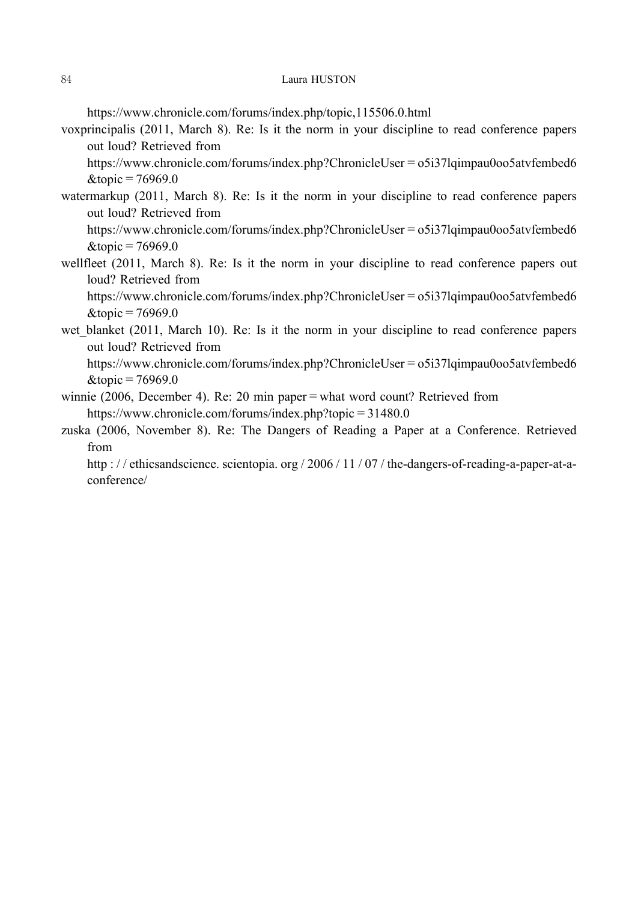https://www.chronicle.com/forums/index.php/topic,115506.0.html

voxprincipalis (2011, March 8). Re: Is it the norm in your discipline to read conference papers out loud? Retrieved from https://www.chronicle.com/forums/index.php?ChronicleUser = o5i37lqimpau0oo5atvfembed6 &topic = 76969.0

watermarkup (2011, March 8). Re: Is it the norm in your discipline to read conference papers out loud? Retrieved from https://www.chronicle.com/forums/index.php?ChronicleUser = o5i37lqimpau0oo5atvfembed6 &topic = 76969.0

wellfleet (2011, March 8). Re: Is it the norm in your discipline to read conference papers out loud? Retrieved from https://www.chronicle.com/forums/index.php?ChronicleUser = o5i37lqimpau0oo5atvfembed6 &topic = 76969.0

wet_blanket (2011, March 10). Re: Is it the norm in your discipline to read conference papers out loud? Retrieved from https://www.chronicle.com/forums/index.php?ChronicleUser = o5i37lqimpau0oo5atvfembed6 &topic = 76969.0

winnie (2006, December 4). Re: 20 min paper = what word count? Retrieved from https://www.chronicle.com/forums/index.php?topic = 31480.0

zuska (2006, November 8). Re: The Dangers of Reading a Paper at a Conference. Retrieved from http : / / ethicsandscience. scientopia. org / 2006 / 11 / 07 / the-dangers-of-reading-a-paper-at-a-conference/